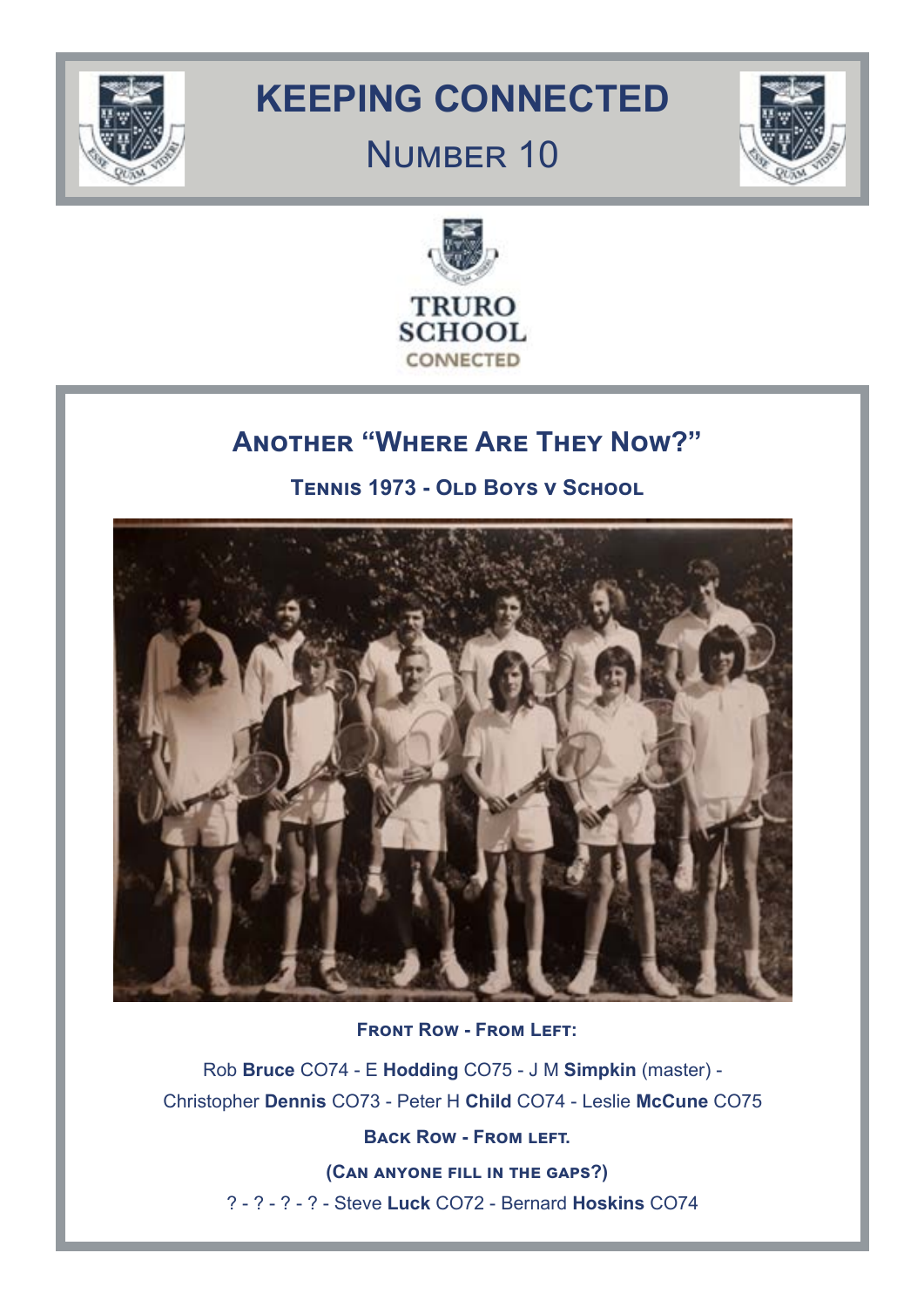# KEEPING CONNECTED

## Number 10

TRURO SCHOOL

CONNECTED

## Another "Where Are They Now?"

### Tennis 1973 - Old Boys v School

**Front Row - From Left:**

Rob **Bruce** CO74 - E **Hodding** CO75 - J M **Simpkin** (master) - Christopher **Dennis** CO73 - Peter H **Child** CO74 - Leslie **McCune** CO75

**Back Row - From left.**

**(Can anyone fill in the gaps?)**

? - ? - ? - ? - Steve **Luck** CO72 - Bernard **Hoskins** CO74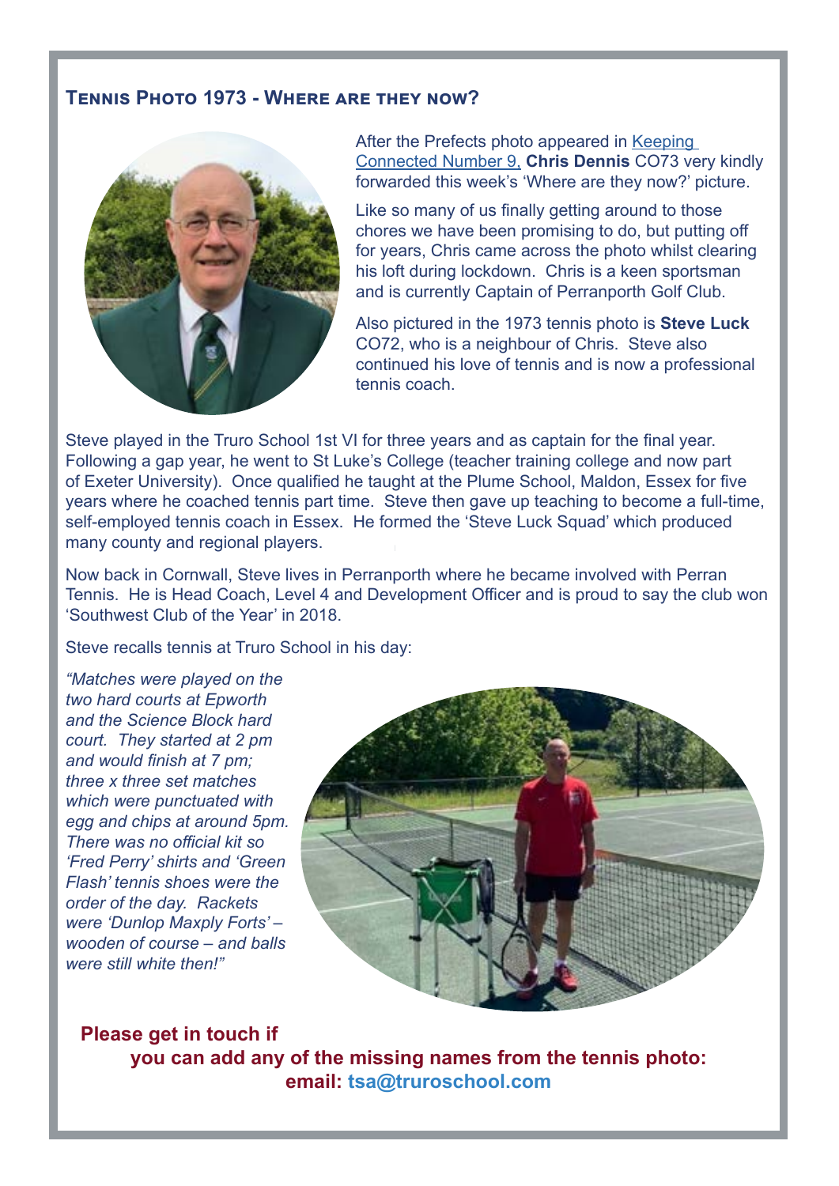## Tennis Photo 1973 - Where are they now?

After the Prefects photo appeared in Keeping Connected Number 9, **Chris Dennis** CO73 very kindly forwarded this week's 'Where are they now?' picture.

Like so many of us finally getting around to those chores we have been promising to do, but putting off for years, Chris came across the photo whilst clearing his loft during lockdown. Chris is a keen sportsman and is currently Captain of Perranporth Golf Club.

Also pictured in the 1973 tennis photo is **Steve Luck** CO72, who is a neighbour of Chris. Steve also continued his love of tennis and is now a professional tennis coach.

Steve played in the Truro School 1st VI for three years and as captain for the final year. Following a gap year, he went to St Luke's College (teacher training college and now part of Exeter University). Once qualified he taught at the Plume School, Maldon, Essex for five years where he coached tennis part time. Steve then gave up teaching to become a full-time, self-employed tennis coach in Essex. He formed the 'Steve Luck Squad' which produced many county and regional players.

Now back in Cornwall, Steve lives in Perranporth where he became involved with Perran Tennis. He is Head Coach, Level 4 and Development Officer and is proud to say the club won 'Southwest Club of the Year' in 2018.

Steve recalls tennis at Truro School in his day:

*"Matches were played on the two hard courts at Epworth and the Science Block hard court. They started at 2 pm and would finish at 7 pm; three x three set matches which were punctuated with egg and chips at around 5pm. There was no official kit so 'Fred Perry' shirts and 'Green Flash' tennis shoes were the order of the day. Rackets were 'Dunlop Maxply Forts' – wooden of course – and balls were still white then!"*

**Please get in touch if you can add any of the missing names from the tennis photo: email: tsa@truroschool.com**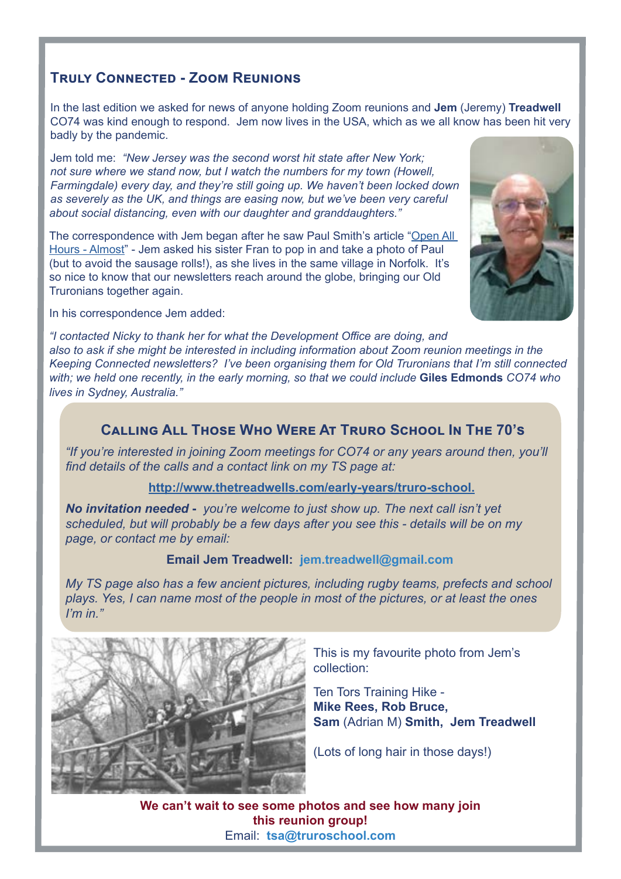## Truly Connected - Zoom Reunions

In the last edition we asked for news of anyone holding Zoom reunions and **Jem** (Jeremy) **Treadwell** CO74 was kind enough to respond. Jem now lives in the USA, which as we all know has been hit very badly by the pandemic.

Jem told me: *"New Jersey was the second worst hit state after New York; not sure where we stand now, but I watch the numbers for my town (Howell, Farmingdale) every day, and they're still going up. We haven't been locked down as severely as the UK, and things are easing now, but we've been very careful about social distancing, even with our daughter and granddaughters."*

The correspondence with Jem began after he saw Paul Smith's article "Open All Hours - Almost" - Jem asked his sister Fran to pop in and take a photo of Paul (but to avoid the sausage rolls!), as she lives in the same village in Norfolk. It's so nice to know that our newsletters reach around the globe, bringing our Old Truronians together again.

In his correspondence Jem added:

*"I contacted Nicky to thank her for what the Development Office are doing, and also to ask if she might be interested in including information about Zoom reunion meetings in the Keeping Connected newsletters? I've been organising them for Old Truronians that I'm still connected with; we held one recently, in the early morning, so that we could include* **Giles Edmonds** *CO74 who lives in Sydney, Australia."*

### Calling All Those Who Were At Truro School In The 70's

*"If you're interested in joining Zoom meetings for CO74 or any years around then, you'll find details of the calls and a contact link on my TS page at:*

**http://www.thetreadwells.com/early-years/truro-school.**

***No invitation needed -*** *you're welcome to just show up. The next call isn't yet scheduled, but will probably be a few days after you see this - details will be on my page, or contact me by email:*

**Email Jem Treadwell: jem.treadwell@gmail.com**

*My TS page also has a few ancient pictures, including rugby teams, prefects and school plays. Yes, I can name most of the people in most of the pictures, or at least the ones I'm in."*

This is my favourite photo from Jem's collection:

Ten Tors Training Hike - **Mike Rees, Rob Bruce, Sam** (Adrian M) **Smith, Jem Treadwell**

(Lots of long hair in those days!)

**We can't wait to see some photos and see how many join this reunion group!**

Email: **tsa@truroschool.com**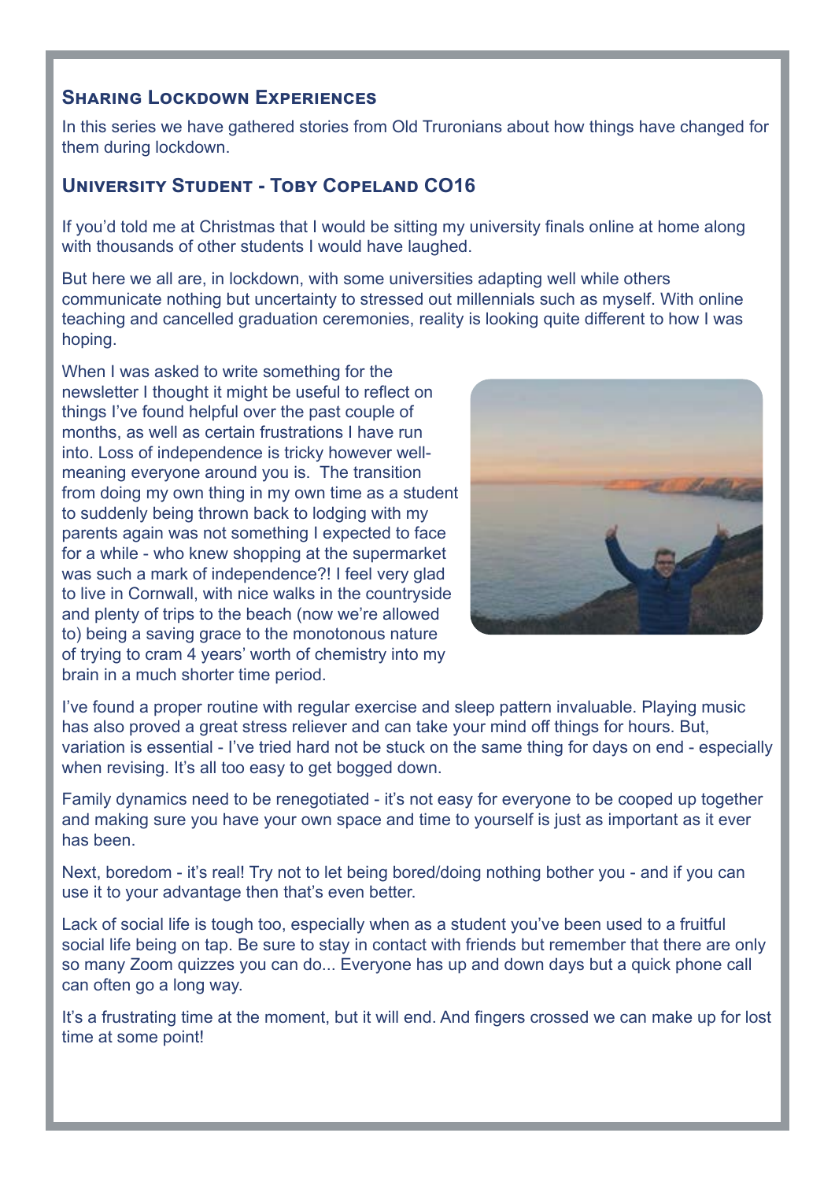## Sharing Lockdown Experiences

In this series we have gathered stories from Old Truronians about how things have changed for them during lockdown.

## University Student - Toby Copeland CO16

If you'd told me at Christmas that I would be sitting my university finals online at home along with thousands of other students I would have laughed.

But here we all are, in lockdown, with some universities adapting well while others communicate nothing but uncertainty to stressed out millennials such as myself. With online teaching and cancelled graduation ceremonies, reality is looking quite different to how I was hoping.

When I was asked to write something for the newsletter I thought it might be useful to reflect on things I've found helpful over the past couple of months, as well as certain frustrations I have run into. Loss of independence is tricky however well-meaning everyone around you is. The transition from doing my own thing in my own time as a student to suddenly being thrown back to lodging with my parents again was not something I expected to face for a while - who knew shopping at the supermarket was such a mark of independence?! I feel very glad to live in Cornwall, with nice walks in the countryside and plenty of trips to the beach (now we're allowed to) being a saving grace to the monotonous nature of trying to cram 4 years' worth of chemistry into my brain in a much shorter time period.

I've found a proper routine with regular exercise and sleep pattern invaluable. Playing music has also proved a great stress reliever and can take your mind off things for hours. But, variation is essential - I've tried hard not be stuck on the same thing for days on end - especially when revising. It's all too easy to get bogged down.

Family dynamics need to be renegotiated - it's not easy for everyone to be cooped up together and making sure you have your own space and time to yourself is just as important as it ever has been.

Next, boredom - it's real! Try not to let being bored/doing nothing bother you - and if you can use it to your advantage then that's even better.

Lack of social life is tough too, especially when as a student you've been used to a fruitful social life being on tap. Be sure to stay in contact with friends but remember that there are only so many Zoom quizzes you can do... Everyone has up and down days but a quick phone call can often go a long way.

It's a frustrating time at the moment, but it will end. And fingers crossed we can make up for lost time at some point!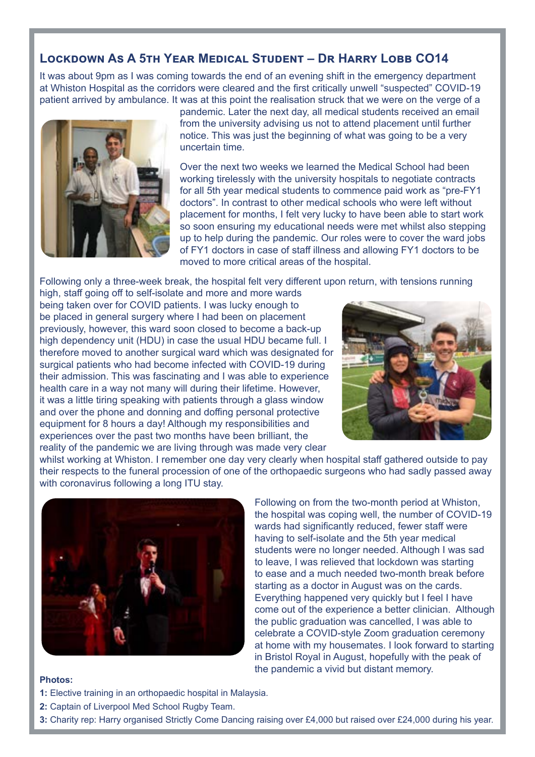## Lockdown As A 5th Year Medical Student – Dr Harry Lobb CO14

It was about 9pm as I was coming towards the end of an evening shift in the emergency department at Whiston Hospital as the corridors were cleared and the first critically unwell "suspected" COVID-19 patient arrived by ambulance. It was at this point the realisation struck that we were on the verge of a pandemic. Later the next day, all medical students received an email from the university advising us not to attend placement until further notice. This was just the beginning of what was going to be a very uncertain time.

Over the next two weeks we learned the Medical School had been working tirelessly with the university hospitals to negotiate contracts for all 5th year medical students to commence paid work as "pre-FY1 doctors". In contrast to other medical schools who were left without placement for months, I felt very lucky to have been able to start work so soon ensuring my educational needs were met whilst also stepping up to help during the pandemic. Our roles were to cover the ward jobs of FY1 doctors in case of staff illness and allowing FY1 doctors to be moved to more critical areas of the hospital.

Following only a three-week break, the hospital felt very different upon return, with tensions running high, staff going off to self-isolate and more and more wards being taken over for COVID patients. I was lucky enough to be placed in general surgery where I had been on placement previously, however, this ward soon closed to become a back-up high dependency unit (HDU) in case the usual HDU became full. I therefore moved to another surgical ward which was designated for surgical patients who had become infected with COVID-19 during their admission. This was fascinating and I was able to experience health care in a way not many will during their lifetime. However, it was a little tiring speaking with patients through a glass window and over the phone and donning and doffing personal protective equipment for 8 hours a day! Although my responsibilities and experiences over the past two months have been brilliant, the reality of the pandemic we are living through was made very clear whilst working at Whiston. I remember one day very clearly when hospital staff gathered outside to pay their respects to the funeral procession of one of the orthopaedic surgeons who had sadly passed away with coronavirus following a long ITU stay.

Following on from the two-month period at Whiston, the hospital was coping well, the number of COVID-19 wards had significantly reduced, fewer staff were having to self-isolate and the 5th year medical students were no longer needed. Although I was sad to leave, I was relieved that lockdown was starting to ease and a much needed two-month break before starting as a doctor in August was on the cards. Everything happened very quickly but I feel I have come out of the experience a better clinician. Although the public graduation was cancelled, I was able to celebrate a COVID-style Zoom graduation ceremony at home with my housemates. I look forward to starting in Bristol Royal in August, hopefully with the peak of the pandemic a vivid but distant memory.

**Photos:**

**1:** Elective training in an orthopaedic hospital in Malaysia.

**2:** Captain of Liverpool Med School Rugby Team.

**3:** Charity rep: Harry organised Strictly Come Dancing raising over £4,000 but raised over £24,000 during his year.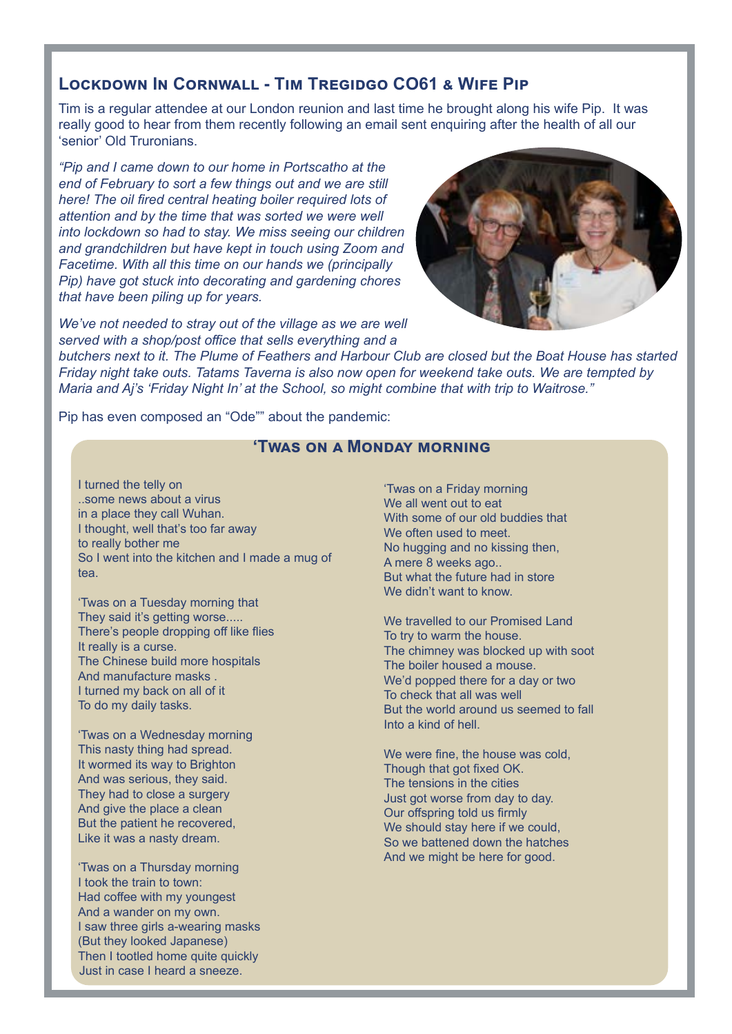## Lockdown In Cornwall - Tim Tregidgo CO61 & Wife Pip

Tim is a regular attendee at our London reunion and last time he brought along his wife Pip. It was really good to hear from them recently following an email sent enquiring after the health of all our 'senior' Old Truronians.

*"Pip and I came down to our home in Portscatho at the end of February to sort a few things out and we are still here! The oil fired central heating boiler required lots of attention and by the time that was sorted we were well into lockdown so had to stay. We miss seeing our children and grandchildren but have kept in touch using Zoom and Facetime. With all this time on our hands we (principally Pip) have got stuck into decorating and gardening chores that have been piling up for years.*

*We've not needed to stray out of the village as we are well served with a shop/post office that sells everything and a butchers next to it. The Plume of Feathers and Harbour Club are closed but the Boat House has started Friday night take outs. Tatams Taverna is also now open for weekend take outs. We are tempted by Maria and Aj's 'Friday Night In' at the School, so might combine that with trip to Waitrose."*

Pip has even composed an "Ode"" about the pandemic:

### 'Twas on a Monday morning

I turned the telly on  
..some news about a virus  
in a place they call Wuhan.  
I thought, well that's too far away  
to really bother me  
So I went into the kitchen and I made a mug of tea.

'Twas on a Tuesday morning that  
They said it's getting worse.....  
There's people dropping off like flies  
It really is a curse.  
The Chinese build more hospitals  
And manufacture masks .  
I turned my back on all of it  
To do my daily tasks.

'Twas on a Wednesday morning  
This nasty thing had spread.  
It wormed its way to Brighton  
And was serious, they said.  
They had to close a surgery  
And give the place a clean  
But the patient he recovered,  
Like it was a nasty dream.

'Twas on a Thursday morning  
I took the train to town:  
Had coffee with my youngest  
And a wander on my own.  
I saw three girls a-wearing masks  
(But they looked Japanese)  
Then I tootled home quite quickly  
Just in case I heard a sneeze.

'Twas on a Friday morning  
We all went out to eat  
With some of our old buddies that  
We often used to meet.  
No hugging and no kissing then,  
A mere 8 weeks ago..  
But what the future had in store  
We didn't want to know.

We travelled to our Promised Land  
To try to warm the house.  
The chimney was blocked up with soot  
The boiler housed a mouse.  
We'd popped there for a day or two  
To check that all was well  
But the world around us seemed to fall  
Into a kind of hell.

We were fine, the house was cold,  
Though that got fixed OK.  
The tensions in the cities  
Just got worse from day to day.  
Our offspring told us firmly  
We should stay here if we could,  
So we battened down the hatches  
And we might be here for good.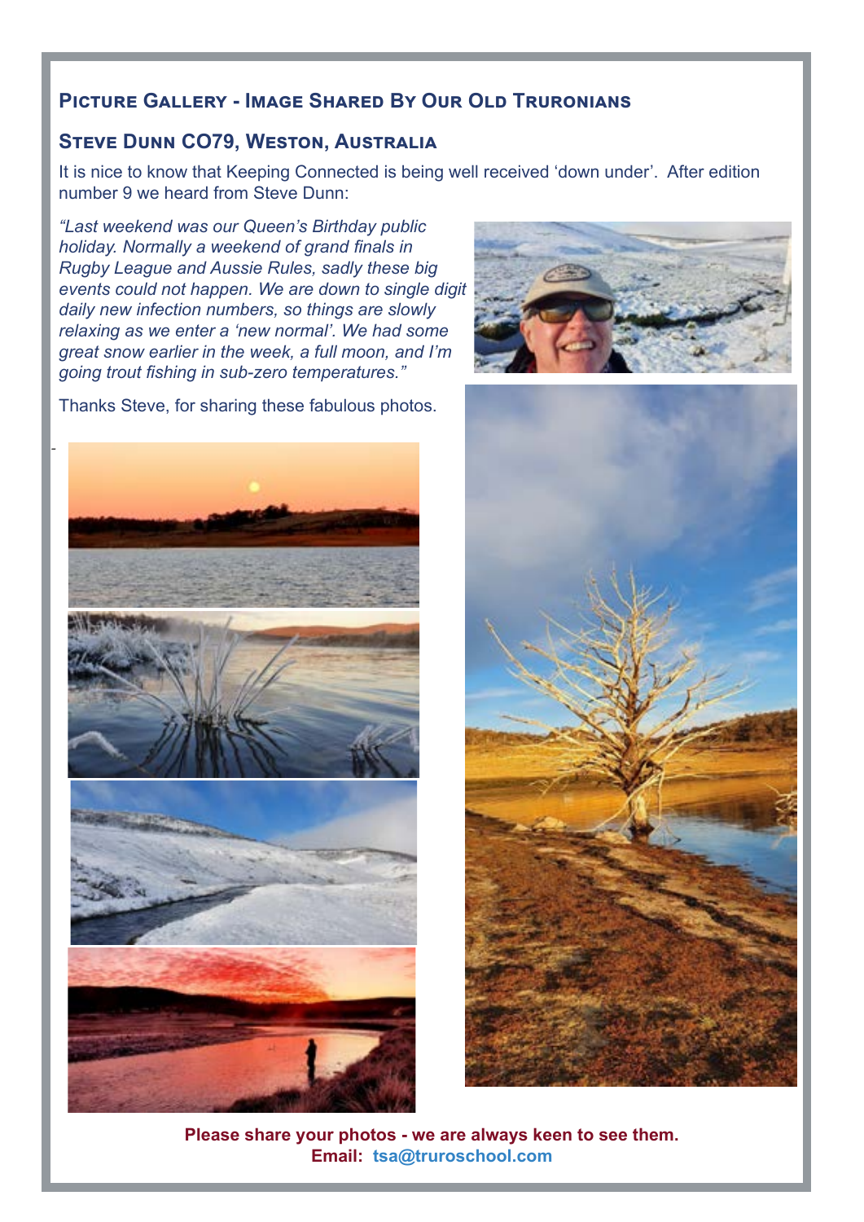## Picture Gallery - Image Shared By Our Old Truronians

### Steve Dunn CO79, Weston, Australia

It is nice to know that Keeping Connected is being well received 'down under'. After edition number 9 we heard from Steve Dunn:

*"Last weekend was our Queen's Birthday public holiday. Normally a weekend of grand finals in Rugby League and Aussie Rules, sadly these big events could not happen. We are down to single digit daily new infection numbers, so things are slowly relaxing as we enter a 'new normal'. We had some great snow earlier in the week, a full moon, and I'm going trout fishing in sub-zero temperatures."*

Thanks Steve, for sharing these fabulous photos.

**Please share your photos - we are always keen to see them.**
**Email: tsa@truroschool.com**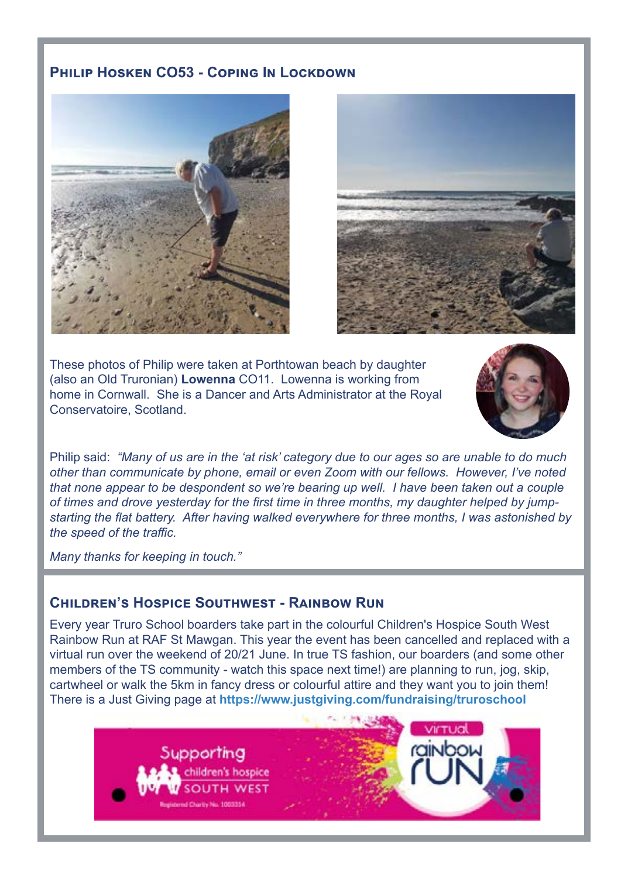## Philip Hosken CO53 - Coping In Lockdown

These photos of Philip were taken at Porthtowan beach by daughter (also an Old Truronian) **Lowenna** CO11. Lowenna is working from home in Cornwall. She is a Dancer and Arts Administrator at the Royal Conservatoire, Scotland.

Philip said: *"Many of us are in the 'at risk' category due to our ages so are unable to do much other than communicate by phone, email or even Zoom with our fellows. However, I've noted that none appear to be despondent so we're bearing up well. I have been taken out a couple of times and drove yesterday for the first time in three months, my daughter helped by jump-starting the flat battery. After having walked everywhere for three months, I was astonished by the speed of the traffic.*

*Many thanks for keeping in touch."*

## Children's Hospice Southwest - Rainbow Run

Every year Truro School boarders take part in the colourful Children's Hospice South West Rainbow Run at RAF St Mawgan. This year the event has been cancelled and replaced with a virtual run over the weekend of 20/21 June. In true TS fashion, our boarders (and some other members of the TS community - watch this space next time!) are planning to run, jog, skip, cartwheel or walk the 5km in fancy dress or colourful attire and they want you to join them! There is a Just Giving page at **https://www.justgiving.com/fundraising/truroschool**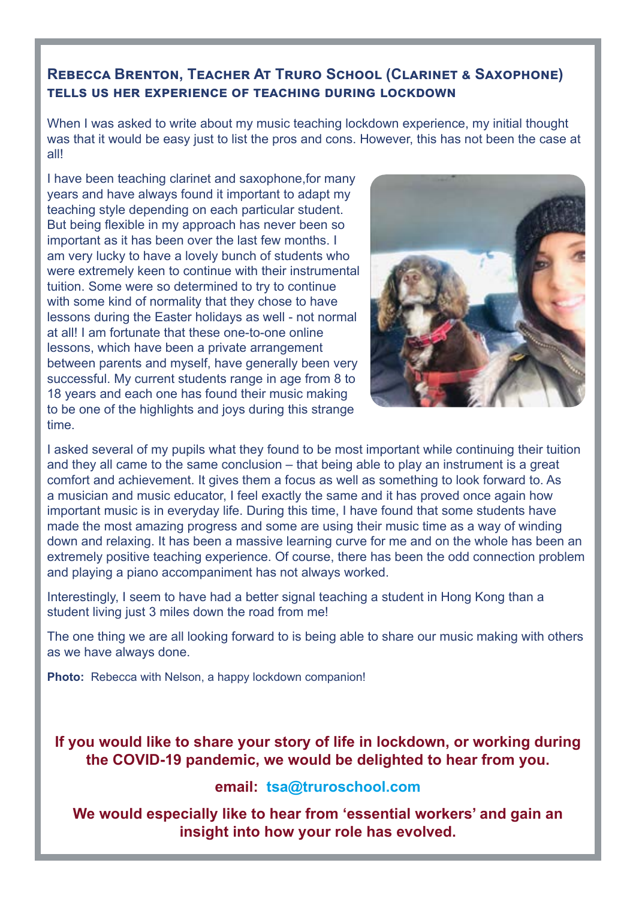## Rebecca Brenton, Teacher At Truro School (Clarinet & Saxophone) tells us her experience of teaching during lockdown

When I was asked to write about my music teaching lockdown experience, my initial thought was that it would be easy just to list the pros and cons. However, this has not been the case at all!

I have been teaching clarinet and saxophone,for many years and have always found it important to adapt my teaching style depending on each particular student. But being flexible in my approach has never been so important as it has been over the last few months. I am very lucky to have a lovely bunch of students who were extremely keen to continue with their instrumental tuition. Some were so determined to try to continue with some kind of normality that they chose to have lessons during the Easter holidays as well - not normal at all! I am fortunate that these one-to-one online lessons, which have been a private arrangement between parents and myself, have generally been very successful. My current students range in age from 8 to 18 years and each one has found their music making to be one of the highlights and joys during this strange time.

I asked several of my pupils what they found to be most important while continuing their tuition and they all came to the same conclusion – that being able to play an instrument is a great comfort and achievement. It gives them a focus as well as something to look forward to. As a musician and music educator, I feel exactly the same and it has proved once again how important music is in everyday life. During this time, I have found that some students have made the most amazing progress and some are using their music time as a way of winding down and relaxing. It has been a massive learning curve for me and on the whole has been an extremely positive teaching experience. Of course, there has been the odd connection problem and playing a piano accompaniment has not always worked.

Interestingly, I seem to have had a better signal teaching a student in Hong Kong than a student living just 3 miles down the road from me!

The one thing we are all looking forward to is being able to share our music making with others as we have always done.

**Photo:** Rebecca with Nelson, a happy lockdown companion!

**If you would like to share your story of life in lockdown, or working during the COVID-19 pandemic, we would be delighted to hear from you.**

**email: tsa@truroschool.com**

**We would especially like to hear from 'essential workers' and gain an insight into how your role has evolved.**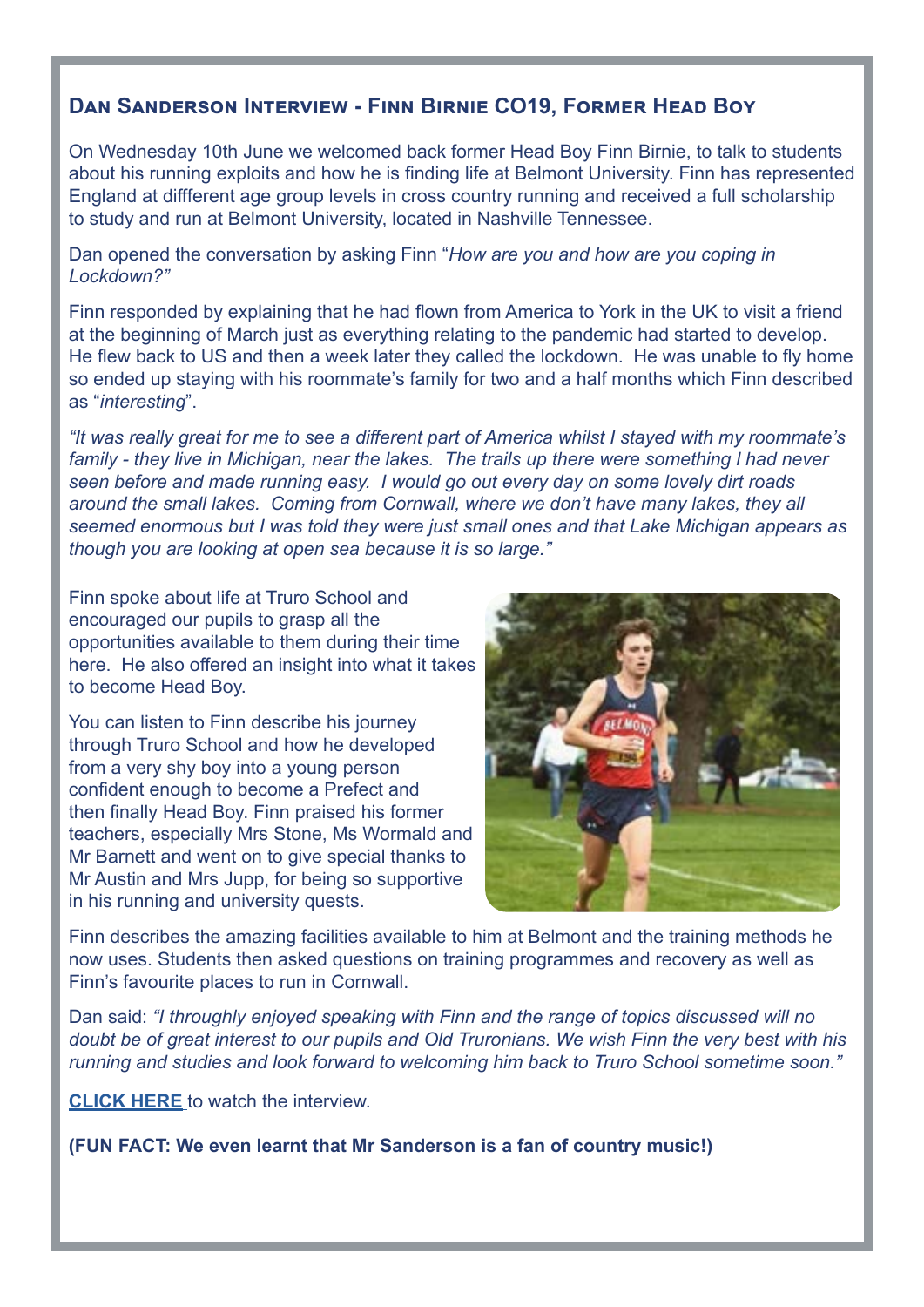## Dan Sanderson Interview - Finn Birnie CO19, Former Head Boy

On Wednesday 10th June we welcomed back former Head Boy Finn Birnie, to talk to students about his running exploits and how he is finding life at Belmont University. Finn has represented England at diffferent age group levels in cross country running and received a full scholarship to study and run at Belmont University, located in Nashville Tennessee.

Dan opened the conversation by asking Finn "*How are you and how are you coping in Lockdown?"*

Finn responded by explaining that he had flown from America to York in the UK to visit a friend at the beginning of March just as everything relating to the pandemic had started to develop. He flew back to US and then a week later they called the lockdown. He was unable to fly home so ended up staying with his roommate's family for two and a half months which Finn described as "*interesting*".

*"It was really great for me to see a different part of America whilst I stayed with my roommate's family - they live in Michigan, near the lakes. The trails up there were something I had never seen before and made running easy. I would go out every day on some lovely dirt roads around the small lakes. Coming from Cornwall, where we don't have many lakes, they all seemed enormous but I was told they were just small ones and that Lake Michigan appears as though you are looking at open sea because it is so large."*

Finn spoke about life at Truro School and encouraged our pupils to grasp all the opportunities available to them during their time here. He also offered an insight into what it takes to become Head Boy.

You can listen to Finn describe his journey through Truro School and how he developed from a very shy boy into a young person confident enough to become a Prefect and then finally Head Boy. Finn praised his former teachers, especially Mrs Stone, Ms Wormald and Mr Barnett and went on to give special thanks to Mr Austin and Mrs Jupp, for being so supportive in his running and university quests.

Finn describes the amazing facilities available to him at Belmont and the training methods he now uses. Students then asked questions on training programmes and recovery as well as Finn's favourite places to run in Cornwall.

Dan said: *"I throughly enjoyed speaking with Finn and the range of topics discussed will no doubt be of great interest to our pupils and Old Truronians. We wish Finn the very best with his running and studies and look forward to welcoming him back to Truro School sometime soon."*

**CLICK HERE** to watch the interview.

**(FUN FACT: We even learnt that Mr Sanderson is a fan of country music!)**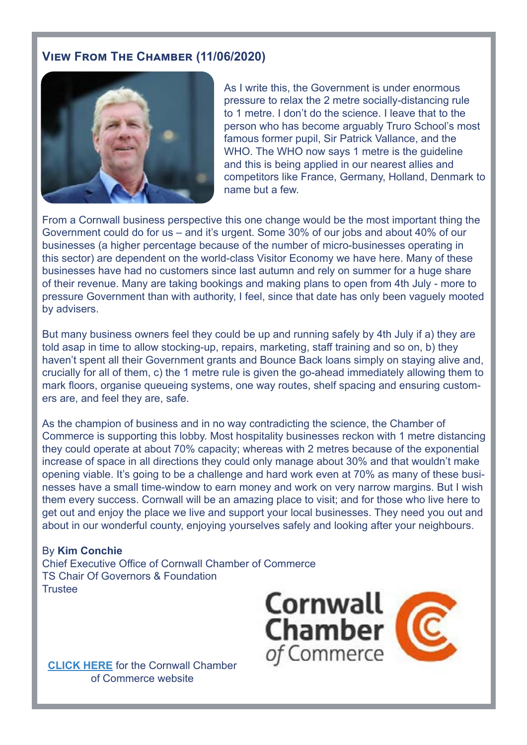## View From The Chamber (11/06/2020)

As I write this, the Government is under enormous pressure to relax the 2 metre socially-distancing rule to 1 metre. I don't do the science. I leave that to the person who has become arguably Truro School's most famous former pupil, Sir Patrick Vallance, and the WHO. The WHO now says 1 metre is the guideline and this is being applied in our nearest allies and competitors like France, Germany, Holland, Denmark to name but a few.

From a Cornwall business perspective this one change would be the most important thing the Government could do for us – and it's urgent. Some 30% of our jobs and about 40% of our businesses (a higher percentage because of the number of micro-businesses operating in this sector) are dependent on the world-class Visitor Economy we have here. Many of these businesses have had no customers since last autumn and rely on summer for a huge share of their revenue. Many are taking bookings and making plans to open from 4th July - more to pressure Government than with authority, I feel, since that date has only been vaguely mooted by advisers.

But many business owners feel they could be up and running safely by 4th July if a) they are told asap in time to allow stocking-up, repairs, marketing, staff training and so on, b) they haven't spent all their Government grants and Bounce Back loans simply on staying alive and, crucially for all of them, c) the 1 metre rule is given the go-ahead immediately allowing them to mark floors, organise queueing systems, one way routes, shelf spacing and ensuring customers are, and feel they are, safe.

As the champion of business and in no way contradicting the science, the Chamber of Commerce is supporting this lobby. Most hospitality businesses reckon with 1 metre distancing they could operate at about 70% capacity; whereas with 2 metres because of the exponential increase of space in all directions they could only manage about 30% and that wouldn't make opening viable. It's going to be a challenge and hard work even at 70% as many of these businesses have a small time-window to earn money and work on very narrow margins. But I wish them every success. Cornwall will be an amazing place to visit; and for those who live here to get out and enjoy the place we live and support your local businesses. They need you out and about in our wonderful county, enjoying yourselves safely and looking after your neighbours.

By **Kim Conchie**
Chief Executive Office of Cornwall Chamber of Commerce
TS Chair Of Governors & Foundation
Trustee

Cornwall Chamber *of* Commerce

**CLICK HERE** for the Cornwall Chamber of Commerce website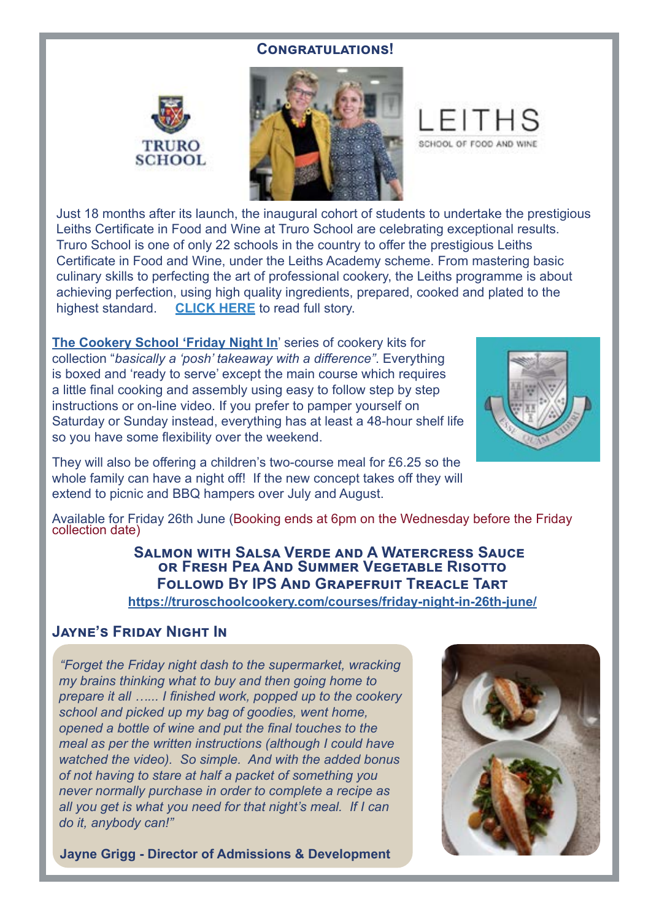## Congratulations!

TRURO SCHOOL

LEITHS
SCHOOL OF FOOD AND WINE

Just 18 months after its launch, the inaugural cohort of students to undertake the prestigious Leiths Certificate in Food and Wine at Truro School are celebrating exceptional results. Truro School is one of only 22 schools in the country to offer the prestigious Leiths Certificate in Food and Wine, under the Leiths Academy scheme. From mastering basic culinary skills to perfecting the art of professional cookery, the Leiths programme is about achieving perfection, using high quality ingredients, prepared, cooked and plated to the highest standard. **CLICK HERE** to read full story.

**The Cookery School 'Friday Night In**' series of cookery kits for collection "*basically a 'posh' takeaway with a difference"*. Everything is boxed and 'ready to serve' except the main course which requires a little final cooking and assembly using easy to follow step by step instructions or on-line video. If you prefer to pamper yourself on Saturday or Sunday instead, everything has at least a 48-hour shelf life so you have some flexibility over the weekend.

They will also be offering a children's two-course meal for £6.25 so the whole family can have a night off! If the new concept takes off they will extend to picnic and BBQ hampers over July and August.

Available for Friday 26th June (Booking ends at 6pm on the Wednesday before the Friday collection date)

**Salmon with Salsa Verde and a Watercress Sauce**
**or Fresh Pea And Summer Vegetable Risotto**
**Followd By IPS And Grapefruit Treacle Tart**
**https://truroschoolcookery.com/courses/friday-night-in-26th-june/**

### Jayne's Friday Night In

*"Forget the Friday night dash to the supermarket, wracking my brains thinking what to buy and then going home to prepare it all …... I finished work, popped up to the cookery school and picked up my bag of goodies, went home, opened a bottle of wine and put the final touches to the meal as per the written instructions (although I could have watched the video). So simple. And with the added bonus of not having to stare at half a packet of something you never normally purchase in order to complete a recipe as all you get is what you need for that night's meal. If I can do it, anybody can!"*

**Jayne Grigg - Director of Admissions & Development**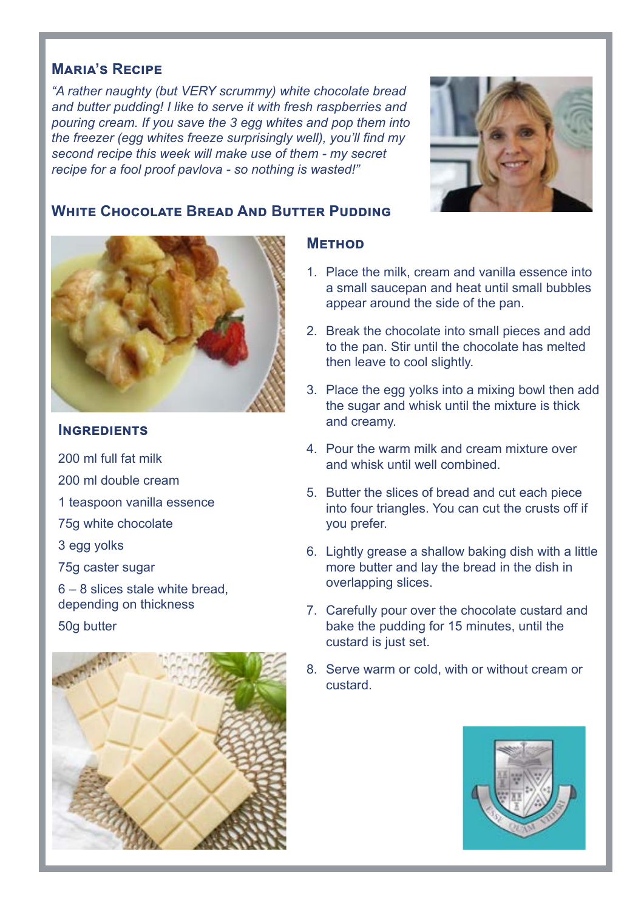## Maria's Recipe

*"A rather naughty (but VERY scrummy) white chocolate bread and butter pudding! I like to serve it with fresh raspberries and pouring cream. If you save the 3 egg whites and pop them into the freezer (egg whites freeze surprisingly well), you'll find my second recipe this week will make use of them - my secret recipe for a fool proof pavlova - so nothing is wasted!"*

## White Chocolate Bread And Butter Pudding

### Ingredients

200 ml full fat milk

200 ml double cream

1 teaspoon vanilla essence

75g white chocolate

3 egg yolks

75g caster sugar

6 – 8 slices stale white bread, depending on thickness

50g butter

### Method

1. Place the milk, cream and vanilla essence into a small saucepan and heat until small bubbles appear around the side of the pan.
2. Break the chocolate into small pieces and add to the pan. Stir until the chocolate has melted then leave to cool slightly.
3. Place the egg yolks into a mixing bowl then add the sugar and whisk until the mixture is thick and creamy.
4. Pour the warm milk and cream mixture over and whisk until well combined.
5. Butter the slices of bread and cut each piece into four triangles. You can cut the crusts off if you prefer.
6. Lightly grease a shallow baking dish with a little more butter and lay the bread in the dish in overlapping slices.
7. Carefully pour over the chocolate custard and bake the pudding for 15 minutes, until the custard is just set.
8. Serve warm or cold, with or without cream or custard.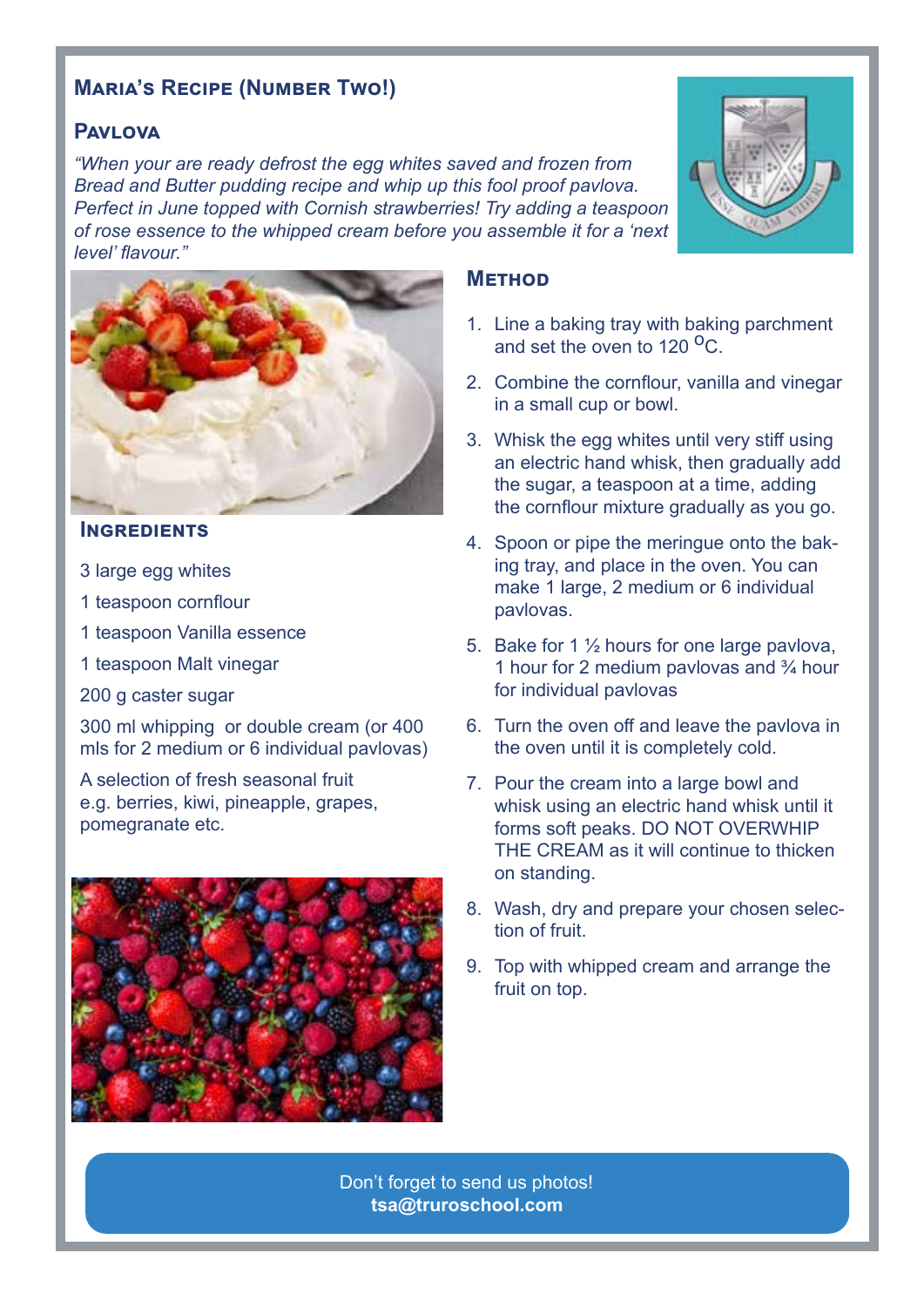## Maria's Recipe (Number Two!)

### Pavlova

*"When your are ready defrost the egg whites saved and frozen from Bread and Butter pudding recipe and whip up this fool proof pavlova. Perfect in June topped with Cornish strawberries! Try adding a teaspoon of rose essence to the whipped cream before you assemble it for a 'next level' flavour."*

### Ingredients

3 large egg whites

1 teaspoon cornflour

1 teaspoon Vanilla essence

1 teaspoon Malt vinegar

200 g caster sugar

300 ml whipping or double cream (or 400 mls for 2 medium or 6 individual pavlovas)

A selection of fresh seasonal fruit e.g. berries, kiwi, pineapple, grapes, pomegranate etc.

### Method

1. Line a baking tray with baking parchment and set the oven to 120 $^{O}$C.
2. Combine the cornflour, vanilla and vinegar in a small cup or bowl.
3. Whisk the egg whites until very stiff using an electric hand whisk, then gradually add the sugar, a teaspoon at a time, adding the cornflour mixture gradually as you go.
4. Spoon or pipe the meringue onto the baking tray, and place in the oven. You can make 1 large, 2 medium or 6 individual pavlovas.
5. Bake for 1 ½ hours for one large pavlova, 1 hour for 2 medium pavlovas and ¾ hour for individual pavlovas
6. Turn the oven off and leave the pavlova in the oven until it is completely cold.
7. Pour the cream into a large bowl and whisk using an electric hand whisk until it forms soft peaks. DO NOT OVERWHIP THE CREAM as it will continue to thicken on standing.
8. Wash, dry and prepare your chosen selection of fruit.
9. Top with whipped cream and arrange the fruit on top.

Don't forget to send us photos!
**tsa@truroschool.com**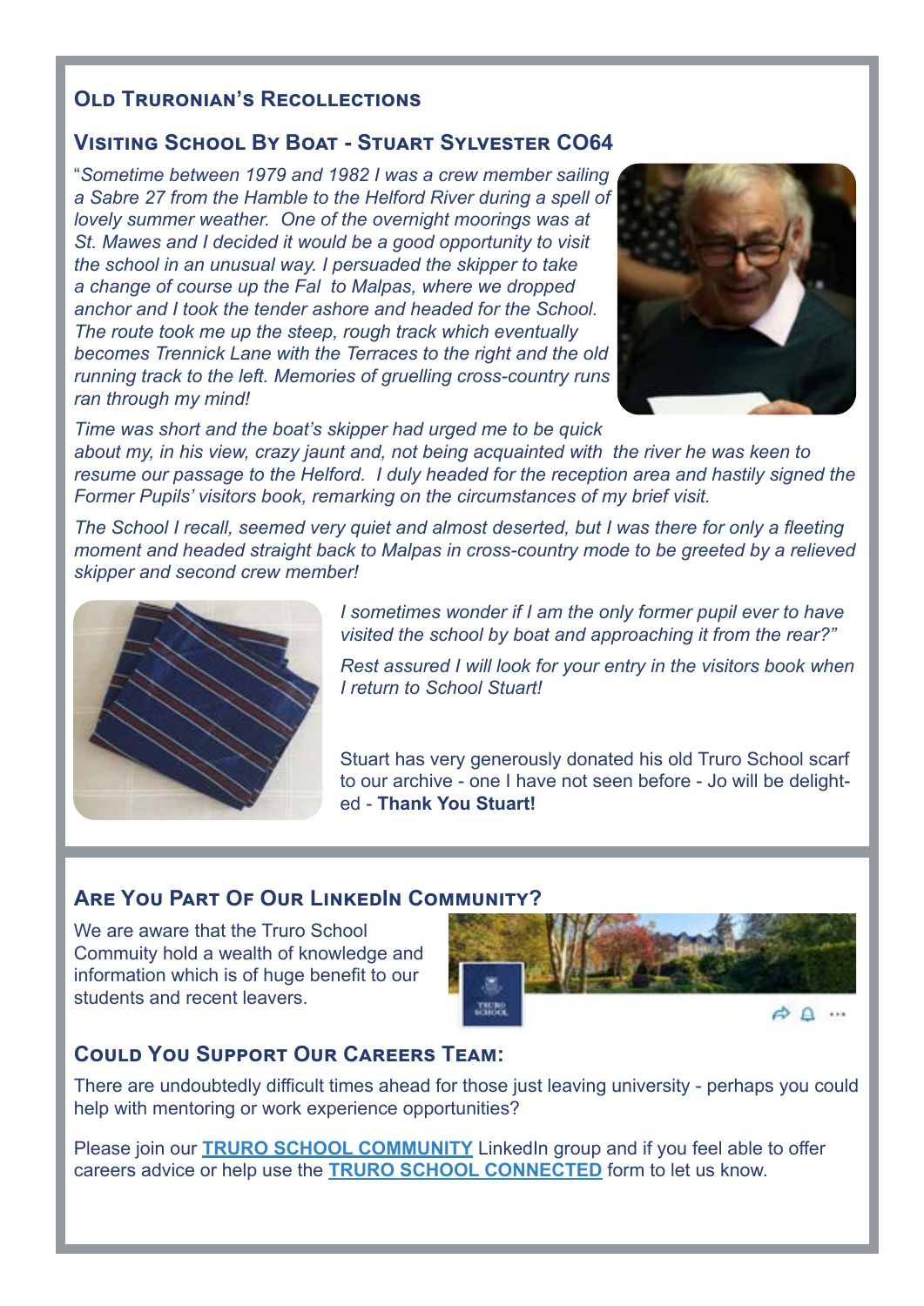## Old Truronian's Recollections

### Visiting School By Boat - Stuart Sylvester CO64

"*Sometime between 1979 and 1982 I was a crew member sailing a Sabre 27 from the Hamble to the Helford River during a spell of lovely summer weather. One of the overnight moorings was at St. Mawes and I decided it would be a good opportunity to visit the school in an unusual way. I persuaded the skipper to take a change of course up the Fal to Malpas, where we dropped anchor and I took the tender ashore and headed for the School. The route took me up the steep, rough track which eventually becomes Trennick Lane with the Terraces to the right and the old running track to the left. Memories of gruelling cross-country runs ran through my mind!*

*Time was short and the boat's skipper had urged me to be quick about my, in his view, crazy jaunt and, not being acquainted with the river he was keen to resume our passage to the Helford. I duly headed for the reception area and hastily signed the Former Pupils' visitors book, remarking on the circumstances of my brief visit.*

*The School I recall, seemed very quiet and almost deserted, but I was there for only a fleeting moment and headed straight back to Malpas in cross-country mode to be greeted by a relieved skipper and second crew member!*

*I sometimes wonder if I am the only former pupil ever to have visited the school by boat and approaching it from the rear?"*

*Rest assured I will look for your entry in the visitors book when I return to School Stuart!*

Stuart has very generously donated his old Truro School scarf to our archive - one I have not seen before - Jo will be delighted - **Thank You Stuart!**

## Are You Part Of Our LinkedIn Community?

We are aware that the Truro School Commuity hold a wealth of knowledge and information which is of huge benefit to our students and recent leavers.

## Could You Support Our Careers Team:

There are undoubtedly difficult times ahead for those just leaving university - perhaps you could help with mentoring or work experience opportunities?

Please join our **TRURO SCHOOL COMMUNITY** LinkedIn group and if you feel able to offer careers advice or help use the **TRURO SCHOOL CONNECTED** form to let us know.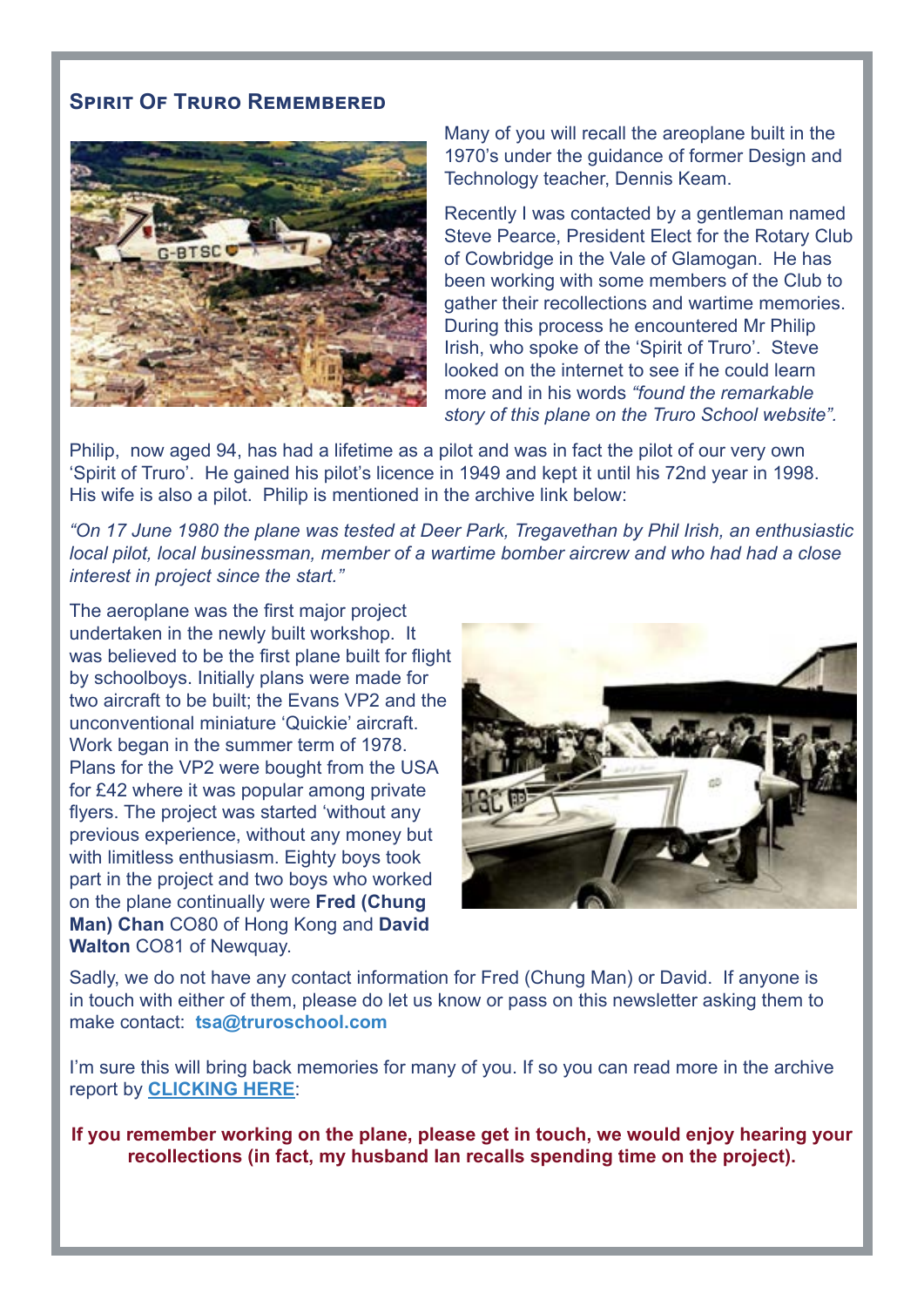## Spirit Of Truro Remembered

Many of you will recall the areoplane built in the 1970's under the guidance of former Design and Technology teacher, Dennis Keam.

Recently I was contacted by a gentleman named Steve Pearce, President Elect for the Rotary Club of Cowbridge in the Vale of Glamogan. He has been working with some members of the Club to gather their recollections and wartime memories. During this process he encountered Mr Philip Irish, who spoke of the 'Spirit of Truro'. Steve looked on the internet to see if he could learn more and in his words *"found the remarkable story of this plane on the Truro School website".*

Philip, now aged 94, has had a lifetime as a pilot and was in fact the pilot of our very own 'Spirit of Truro'. He gained his pilot's licence in 1949 and kept it until his 72nd year in 1998. His wife is also a pilot. Philip is mentioned in the archive link below:

*"On 17 June 1980 the plane was tested at Deer Park, Tregavethan by Phil Irish, an enthusiastic local pilot, local businessman, member of a wartime bomber aircrew and who had had a close interest in project since the start."*

The aeroplane was the first major project undertaken in the newly built workshop. It was believed to be the first plane built for flight by schoolboys. Initially plans were made for two aircraft to be built; the Evans VP2 and the unconventional miniature 'Quickie' aircraft. Work began in the summer term of 1978. Plans for the VP2 were bought from the USA for £42 where it was popular among private flyers. The project was started 'without any previous experience, without any money but with limitless enthusiasm. Eighty boys took part in the project and two boys who worked on the plane continually were **Fred (Chung Man) Chan** CO80 of Hong Kong and **David Walton** CO81 of Newquay.

Sadly, we do not have any contact information for Fred (Chung Man) or David. If anyone is in touch with either of them, please do let us know or pass on this newsletter asking them to make contact: **tsa@truroschool.com**

I'm sure this will bring back memories for many of you. If so you can read more in the archive report by **CLICKING HERE**:

**If you remember working on the plane, please get in touch, we would enjoy hearing your recollections (in fact, my husband Ian recalls spending time on the project).**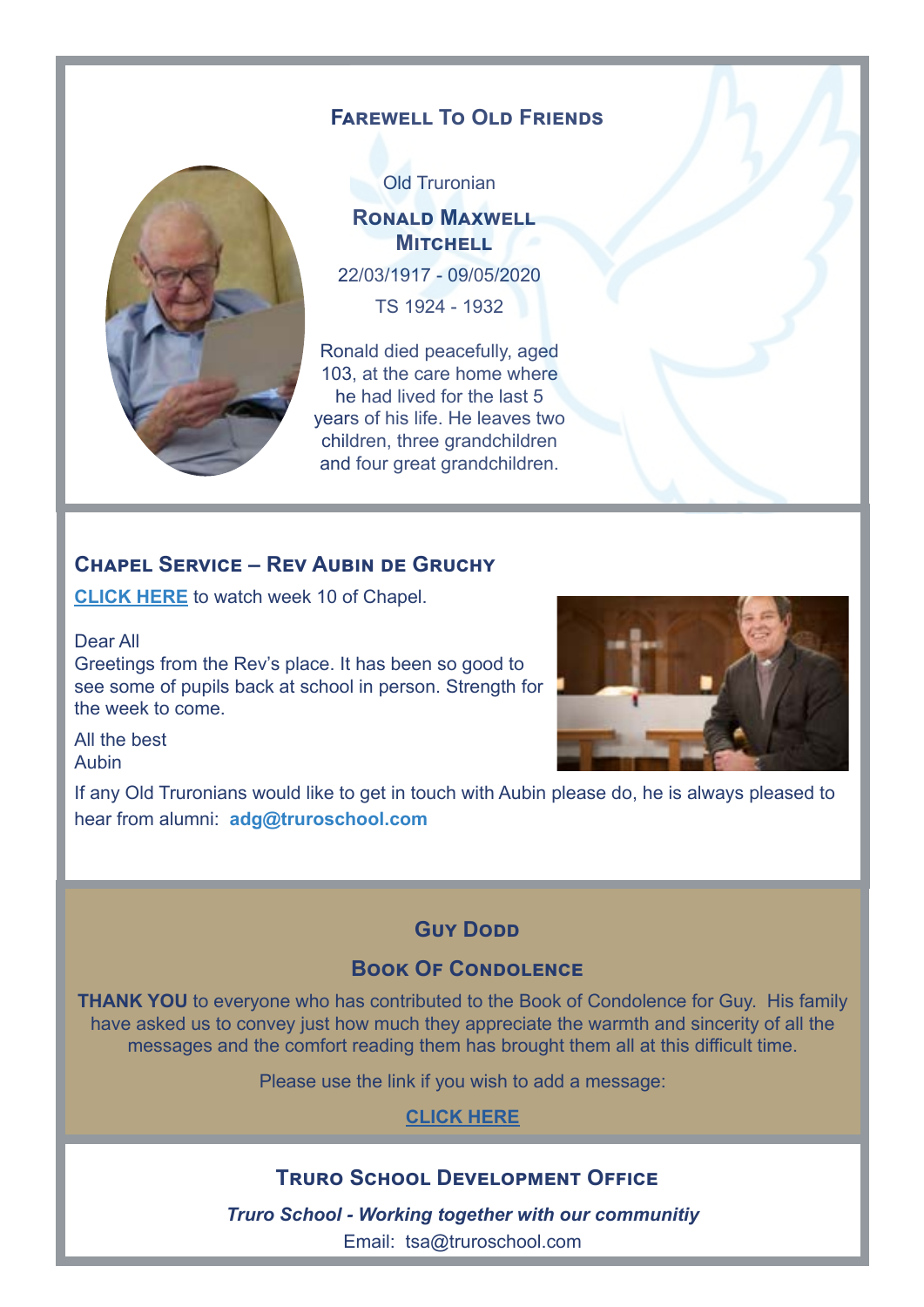## Farewell To Old Friends

Old Truronian

### Ronald Maxwell Mitchell

22/03/1917 - 09/05/2020

TS 1924 - 1932

Ronald died peacefully, aged 103, at the care home where he had lived for the last 5 years of his life. He leaves two children, three grandchildren and four great grandchildren.

## Chapel Service – Rev Aubin de Gruchy

CLICK HERE to watch week 10 of Chapel.

Dear All

Greetings from the Rev's place. It has been so good to see some of pupils back at school in person. Strength for the week to come.

All the best

Aubin

If any Old Truronians would like to get in touch with Aubin please do, he is always pleased to hear from alumni: **adg@truroschool.com**

## Guy Dodd

### Book Of Condolence

**THANK YOU** to everyone who has contributed to the Book of Condolence for Guy. His family have asked us to convey just how much they appreciate the warmth and sincerity of all the messages and the comfort reading them has brought them all at this difficult time.

Please use the link if you wish to add a message:

CLICK HERE

## Truro School Development Office

***Truro School - Working together with our communitiy***

Email: tsa@truroschool.com